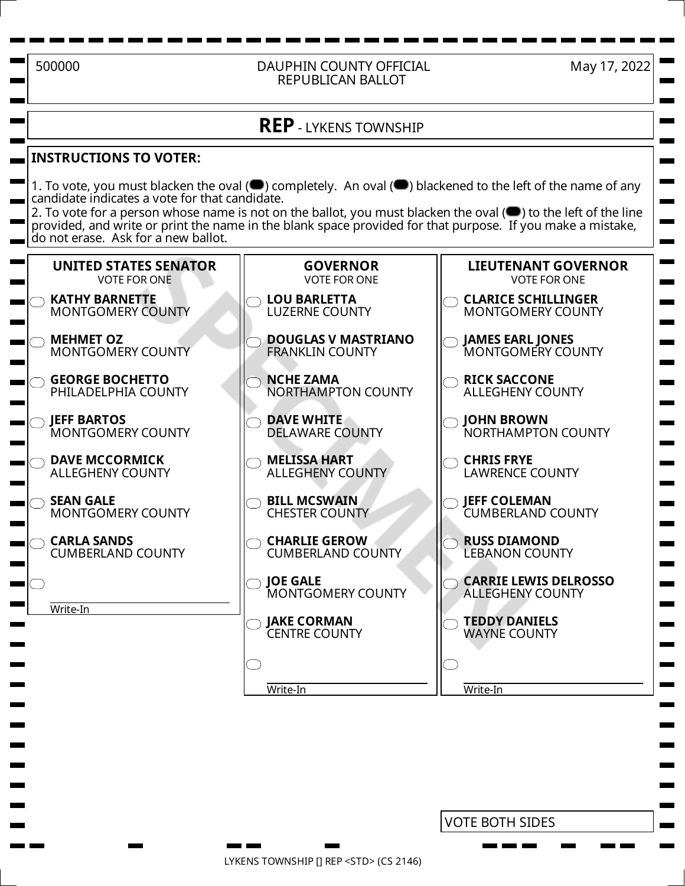500000

DAUPHIN COUNTY OFFICIAL
REPUBLICAN BALLOT

May 17, 2022

# **REP** - LYKENS TOWNSHIP

**INSTRUCTIONS TO VOTER:**

1. To vote, you must blacken the oval (⬬) completely. An oval (⬬) blackened to the left of the name of any candidate indicates a vote for that candidate.
2. To vote for a person whose name is not on the ballot, you must blacken the oval (⬬) to the left of the line provided, and write or print the name in the blank space provided for that purpose. If you make a mistake, do not erase. Ask for a new ballot.

## UNITED STATES SENATOR
VOTE FOR ONE

- ⬭ **KATHY BARNETTE** MONTGOMERY COUNTY
- ⬭ **MEHMET OZ** MONTGOMERY COUNTY
- ⬭ **GEORGE BOCHETTO** PHILADELPHIA COUNTY
- ⬭ **JEFF BARTOS** MONTGOMERY COUNTY
- ⬭ **DAVE MCCORMICK** ALLEGHENY COUNTY
- ⬭ **SEAN GALE** MONTGOMERY COUNTY
- ⬭ **CARLA SANDS** CUMBERLAND COUNTY
- ⬭ ____________ Write-In

## GOVERNOR
VOTE FOR ONE

- ⬭ **LOU BARLETTA** LUZERNE COUNTY
- ⬭ **DOUGLAS V MASTRIANO** FRANKLIN COUNTY
- ⬭ **NCHE ZAMA** NORTHAMPTON COUNTY
- ⬭ **DAVE WHITE** DELAWARE COUNTY
- ⬭ **MELISSA HART** ALLEGHENY COUNTY
- ⬭ **BILL MCSWAIN** CHESTER COUNTY
- ⬭ **CHARLIE GEROW** CUMBERLAND COUNTY
- ⬭ **JOE GALE** MONTGOMERY COUNTY
- ⬭ **JAKE CORMAN** CENTRE COUNTY
- ⬭ ____________ Write-In

## LIEUTENANT GOVERNOR
VOTE FOR ONE

- ⬭ **CLARICE SCHILLINGER** MONTGOMERY COUNTY
- ⬭ **JAMES EARL JONES** MONTGOMERY COUNTY
- ⬭ **RICK SACCONE** ALLEGHENY COUNTY
- ⬭ **JOHN BROWN** NORTHAMPTON COUNTY
- ⬭ **CHRIS FRYE** LAWRENCE COUNTY
- ⬭ **JEFF COLEMAN** CUMBERLAND COUNTY
- ⬭ **RUSS DIAMOND** LEBANON COUNTY
- ⬭ **CARRIE LEWIS DELROSSO** ALLEGHENY COUNTY
- ⬭ **TEDDY DANIELS** WAYNE COUNTY
- ⬭ ____________ Write-In

VOTE BOTH SIDES

LYKENS TOWNSHIP [] REP <STD> (CS 2146)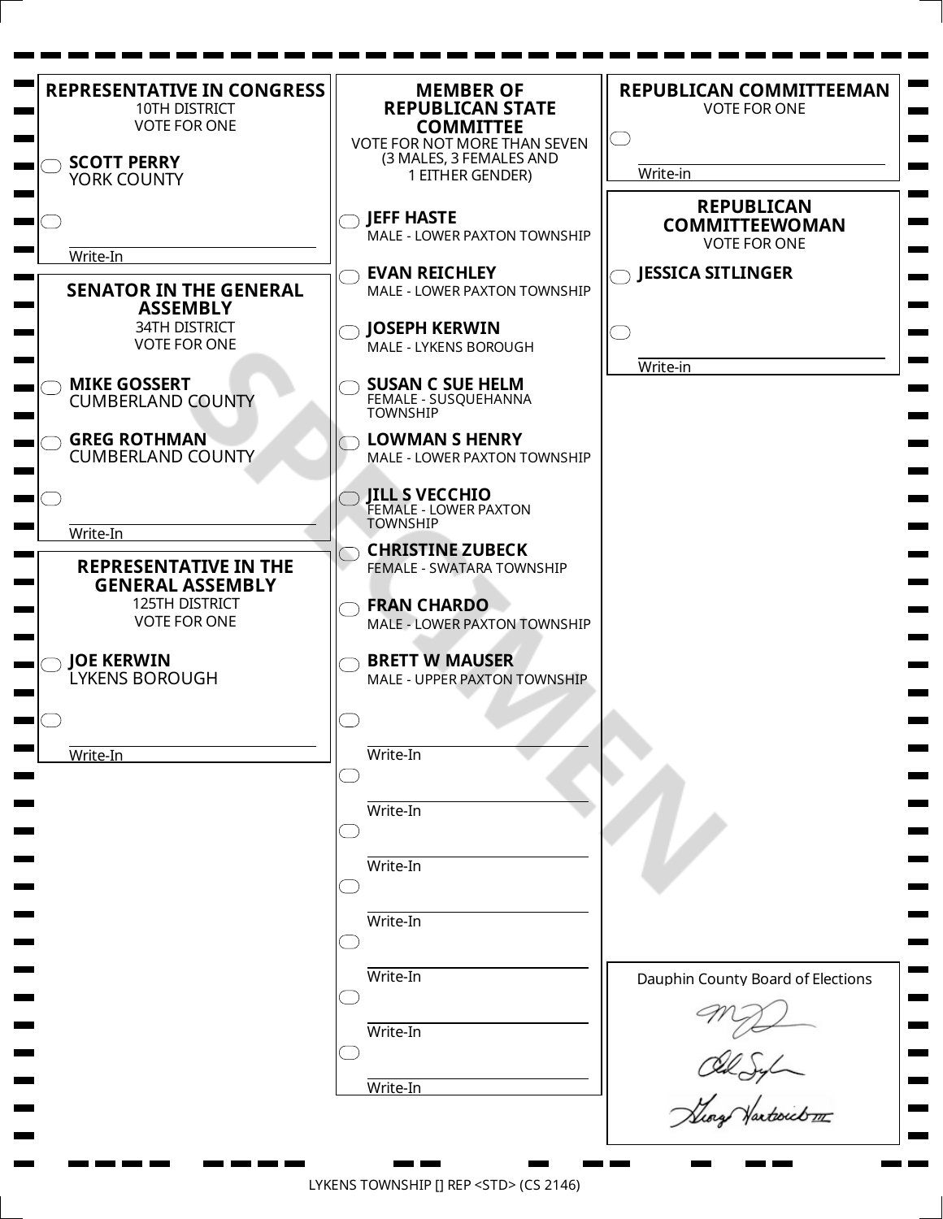## REPRESENTATIVE IN CONGRESS
10TH DISTRICT
VOTE FOR ONE

- SCOTT PERRY
  YORK COUNTY
- Write-In

## SENATOR IN THE GENERAL ASSEMBLY
34TH DISTRICT
VOTE FOR ONE

- MIKE GOSSERT
  CUMBERLAND COUNTY
- GREG ROTHMAN
  CUMBERLAND COUNTY
- Write-In

## REPRESENTATIVE IN THE GENERAL ASSEMBLY
125TH DISTRICT
VOTE FOR ONE

- JOE KERWIN
  LYKENS BOROUGH
- Write-In

## MEMBER OF REPUBLICAN STATE COMMITTEE
VOTE FOR NOT MORE THAN SEVEN
(3 MALES, 3 FEMALES AND
1 EITHER GENDER)

- JEFF HASTE
  MALE - LOWER PAXTON TOWNSHIP
- EVAN REICHLEY
  MALE - LOWER PAXTON TOWNSHIP
- JOSEPH KERWIN
  MALE - LYKENS BOROUGH
- SUSAN C SUE HELM
  FEMALE - SUSQUEHANNA TOWNSHIP
- LOWMAN S HENRY
  MALE - LOWER PAXTON TOWNSHIP
- JILL S VECCHIO
  FEMALE - LOWER PAXTON TOWNSHIP
- CHRISTINE ZUBECK
  FEMALE - SWATARA TOWNSHIP
- FRAN CHARDO
  MALE - LOWER PAXTON TOWNSHIP
- BRETT W MAUSER
  MALE - UPPER PAXTON TOWNSHIP
- Write-In
- Write-In
- Write-In
- Write-In
- Write-In
- Write-In
- Write-In

## REPUBLICAN COMMITTEEMAN
VOTE FOR ONE

- Write-in

## REPUBLICAN COMMITTEEWOMAN
VOTE FOR ONE

- JESSICA SITLINGER
- Write-in

Dauphin County Board of Elections

SPECIMEN

LYKENS TOWNSHIP [] REP <STD> (CS 2146)